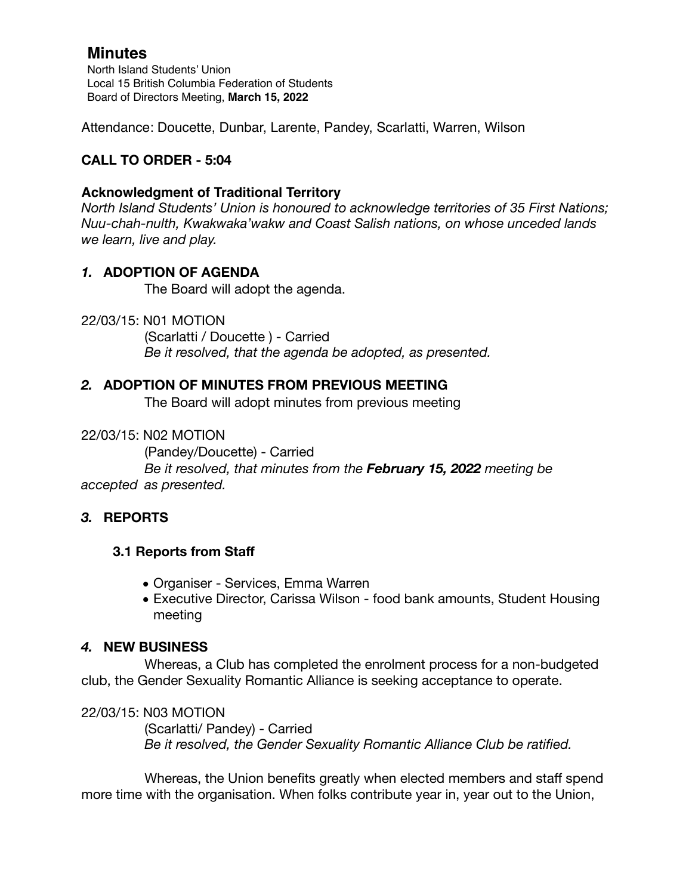# Minutes

North Island Students' Union
Local 15 British Columbia Federation of Students
Board of Directors Meeting, **March 15, 2022**

Attendance: Doucette, Dunbar, Larente, Pandey, Scarlatti, Warren, Wilson

## CALL TO ORDER - 5:04

### Acknowledgment of Traditional Territory

*North Island Students' Union is honoured to acknowledge territories of 35 First Nations; Nuu-chah-nulth, Kwakwaka'wakw and Coast Salish nations, on whose unceded lands we learn, live and play.*

## *1.* ADOPTION OF AGENDA

The Board will adopt the agenda.

22/03/15: N01 MOTION

(Scarlatti / Doucette ) - Carried
*Be it resolved, that the agenda be adopted, as presented.*

## *2.* ADOPTION OF MINUTES FROM PREVIOUS MEETING

The Board will adopt minutes from previous meeting

22/03/15: N02 MOTION

(Pandey/Doucette) - Carried
*Be it resolved, that minutes from the* ***February 15, 2022*** *meeting be accepted as presented.*

## *3.* REPORTS

### 3.1 Reports from Staff

- Organiser - Services, Emma Warren
- Executive Director, Carissa Wilson - food bank amounts, Student Housing meeting

## *4.* NEW BUSINESS

Whereas, a Club has completed the enrolment process for a non-budgeted club, the Gender Sexuality Romantic Alliance is seeking acceptance to operate.

22/03/15: N03 MOTION

(Scarlatti/ Pandey) - Carried
*Be it resolved, the Gender Sexuality Romantic Alliance Club be ratified.*

Whereas, the Union benefits greatly when elected members and staff spend more time with the organisation. When folks contribute year in, year out to the Union,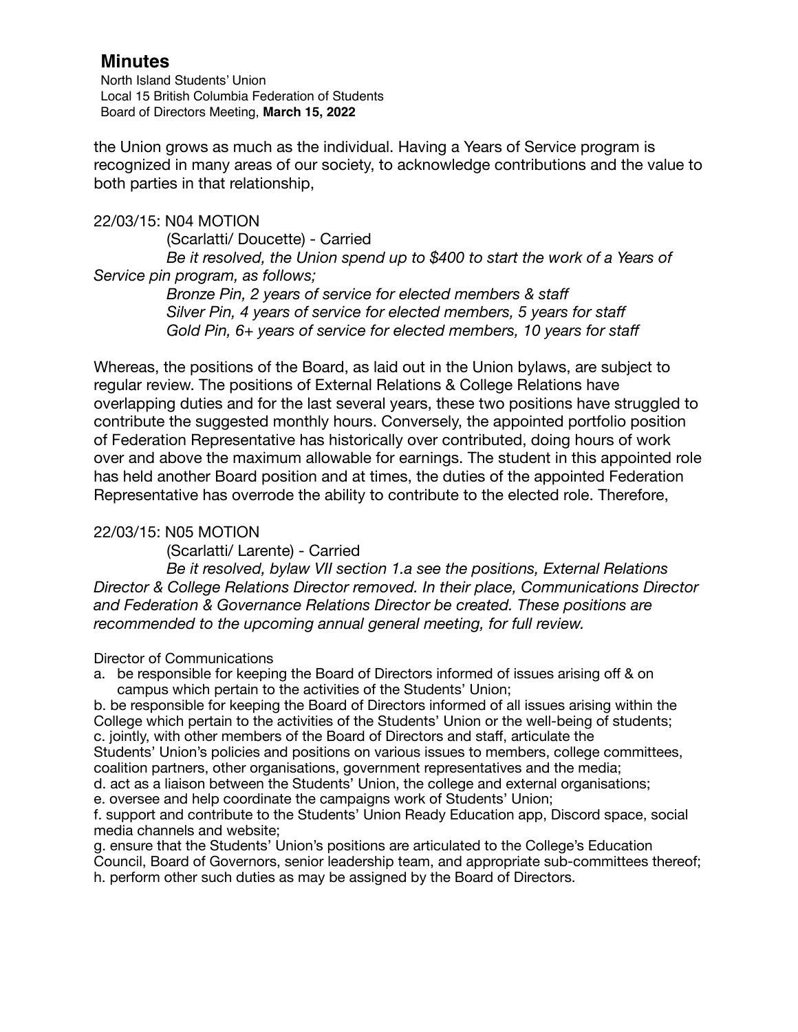the Union grows as much as the individual. Having a Years of Service program is recognized in many areas of our society, to acknowledge contributions and the value to both parties in that relationship,

22/03/15: N04 MOTION

(Scarlatti/ Doucette) - Carried

*Be it resolved, the Union spend up to $400 to start the work of a Years of Service pin program, as follows;*

*Bronze Pin, 2 years of service for elected members & staff*
*Silver Pin, 4 years of service for elected members, 5 years for staff*
*Gold Pin, 6+ years of service for elected members, 10 years for staff*

Whereas, the positions of the Board, as laid out in the Union bylaws, are subject to regular review. The positions of External Relations & College Relations have overlapping duties and for the last several years, these two positions have struggled to contribute the suggested monthly hours. Conversely, the appointed portfolio position of Federation Representative has historically over contributed, doing hours of work over and above the maximum allowable for earnings. The student in this appointed role has held another Board position and at times, the duties of the appointed Federation Representative has overrode the ability to contribute to the elected role. Therefore,

22/03/15: N05 MOTION

(Scarlatti/ Larente) - Carried

*Be it resolved, bylaw VII section 1.a see the positions, External Relations Director & College Relations Director removed. In their place, Communications Director and Federation & Governance Relations Director be created. These positions are recommended to the upcoming annual general meeting, for full review.*

Director of Communications

a. be responsible for keeping the Board of Directors informed of issues arising off & on campus which pertain to the activities of the Students' Union;
b. be responsible for keeping the Board of Directors informed of all issues arising within the College which pertain to the activities of the Students' Union or the well-being of students;
c. jointly, with other members of the Board of Directors and staff, articulate the Students' Union's policies and positions on various issues to members, college committees, coalition partners, other organisations, government representatives and the media;
d. act as a liaison between the Students' Union, the college and external organisations;
e. oversee and help coordinate the campaigns work of Students' Union;
f. support and contribute to the Students' Union Ready Education app, Discord space, social media channels and website;
g. ensure that the Students' Union's positions are articulated to the College's Education Council, Board of Governors, senior leadership team, and appropriate sub-committees thereof;
h. perform other such duties as may be assigned by the Board of Directors.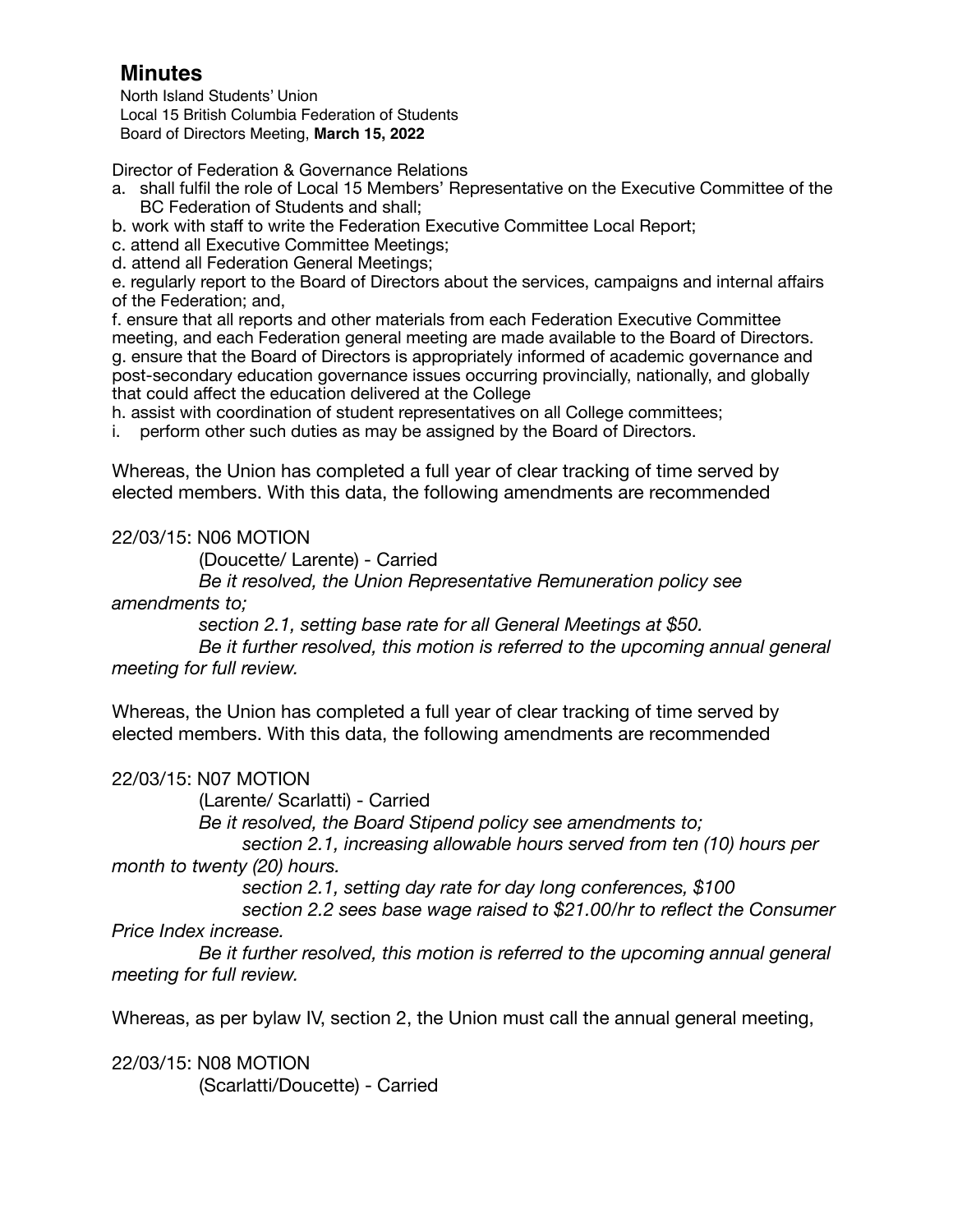# Minutes

North Island Students' Union
Local 15 British Columbia Federation of Students
Board of Directors Meeting, **March 15, 2022**

Director of Federation & Governance Relations

a. shall fulfil the role of Local 15 Members' Representative on the Executive Committee of the BC Federation of Students and shall;
b. work with staff to write the Federation Executive Committee Local Report;
c. attend all Executive Committee Meetings;
d. attend all Federation General Meetings;
e. regularly report to the Board of Directors about the services, campaigns and internal affairs of the Federation; and,
f. ensure that all reports and other materials from each Federation Executive Committee meeting, and each Federation general meeting are made available to the Board of Directors.
g. ensure that the Board of Directors is appropriately informed of academic governance and post-secondary education governance issues occurring provincially, nationally, and globally that could affect the education delivered at the College
h. assist with coordination of student representatives on all College committees;
i. perform other such duties as may be assigned by the Board of Directors.

Whereas, the Union has completed a full year of clear tracking of time served by elected members. With this data, the following amendments are recommended

22/03/15: N06 MOTION

(Doucette/ Larente) - Carried

*Be it resolved, the Union Representative Remuneration policy see amendments to;*

*section 2.1, setting base rate for all General Meetings at $50.*

*Be it further resolved, this motion is referred to the upcoming annual general meeting for full review.*

Whereas, the Union has completed a full year of clear tracking of time served by elected members. With this data, the following amendments are recommended

22/03/15: N07 MOTION

(Larente/ Scarlatti) - Carried

*Be it resolved, the Board Stipend policy see amendments to;*

*section 2.1, increasing allowable hours served from ten (10) hours per month to twenty (20) hours.*

*section 2.1, setting day rate for day long conferences, $100*

*section 2.2 sees base wage raised to $21.00/hr to reflect the Consumer Price Index increase.*

*Be it further resolved, this motion is referred to the upcoming annual general meeting for full review.*

Whereas, as per bylaw IV, section 2, the Union must call the annual general meeting,

22/03/15: N08 MOTION

(Scarlatti/Doucette) - Carried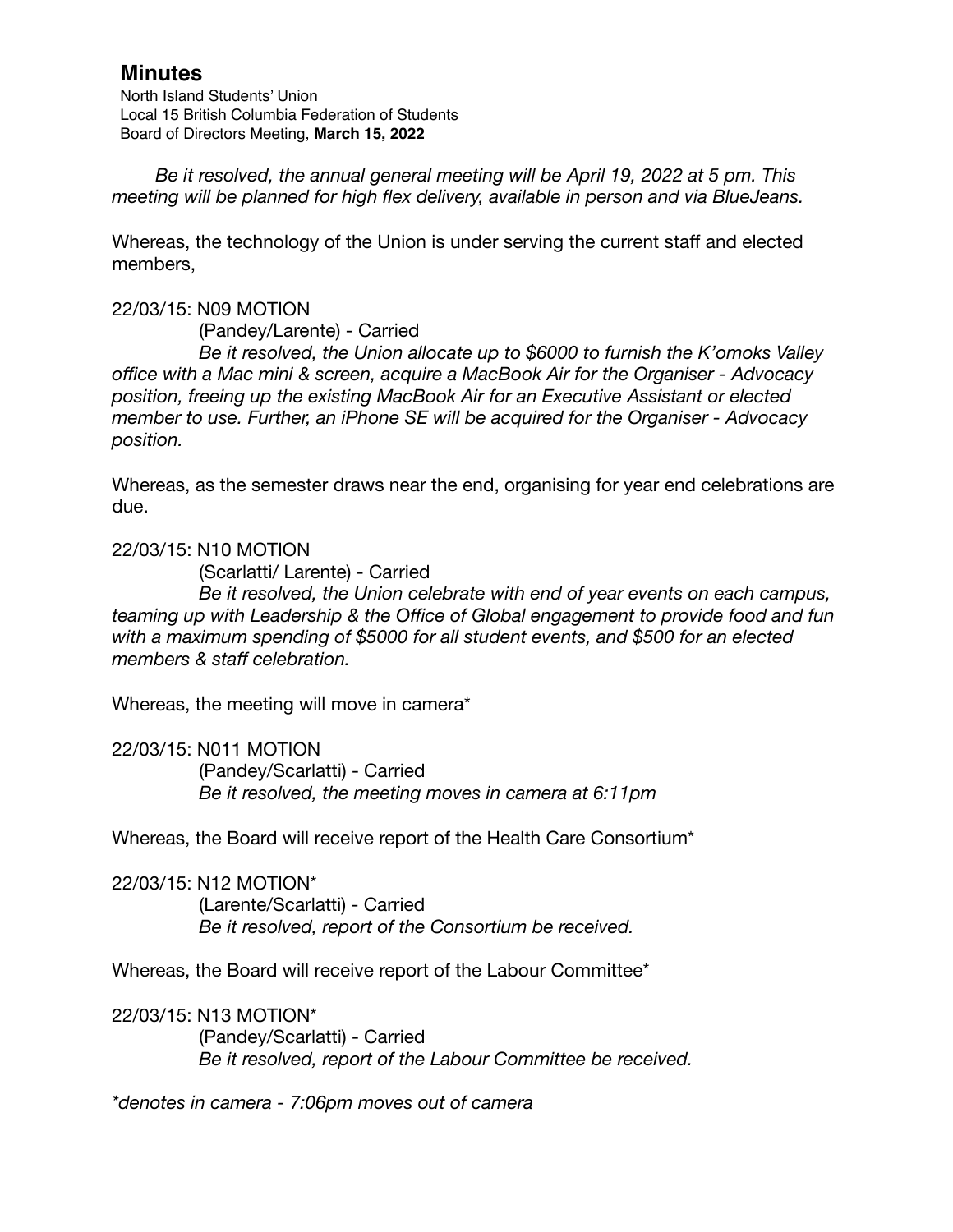## Minutes

North Island Students' Union
Local 15 British Columbia Federation of Students
Board of Directors Meeting, **March 15, 2022**

*Be it resolved, the annual general meeting will be April 19, 2022 at 5 pm. This meeting will be planned for high flex delivery, available in person and via BlueJeans.*

Whereas, the technology of the Union is under serving the current staff and elected members,

22/03/15: N09 MOTION

(Pandey/Larente) - Carried

*Be it resolved, the Union allocate up to $6000 to furnish the K'omoks Valley office with a Mac mini & screen, acquire a MacBook Air for the Organiser - Advocacy position, freeing up the existing MacBook Air for an Executive Assistant or elected member to use. Further, an iPhone SE will be acquired for the Organiser - Advocacy position.*

Whereas, as the semester draws near the end, organising for year end celebrations are due.

22/03/15: N10 MOTION

(Scarlatti/ Larente) - Carried

*Be it resolved, the Union celebrate with end of year events on each campus, teaming up with Leadership & the Office of Global engagement to provide food and fun with a maximum spending of $5000 for all student events, and $500 for an elected members & staff celebration.*

Whereas, the meeting will move in camera*

22/03/15: N011 MOTION

(Pandey/Scarlatti) - Carried

*Be it resolved, the meeting moves in camera at 6:11pm*

Whereas, the Board will receive report of the Health Care Consortium*

22/03/15: N12 MOTION*

(Larente/Scarlatti) - Carried

*Be it resolved, report of the Consortium be received.*

Whereas, the Board will receive report of the Labour Committee*

22/03/15: N13 MOTION*

(Pandey/Scarlatti) - Carried

*Be it resolved, report of the Labour Committee be received.*

*\*denotes in camera - 7:06pm moves out of camera*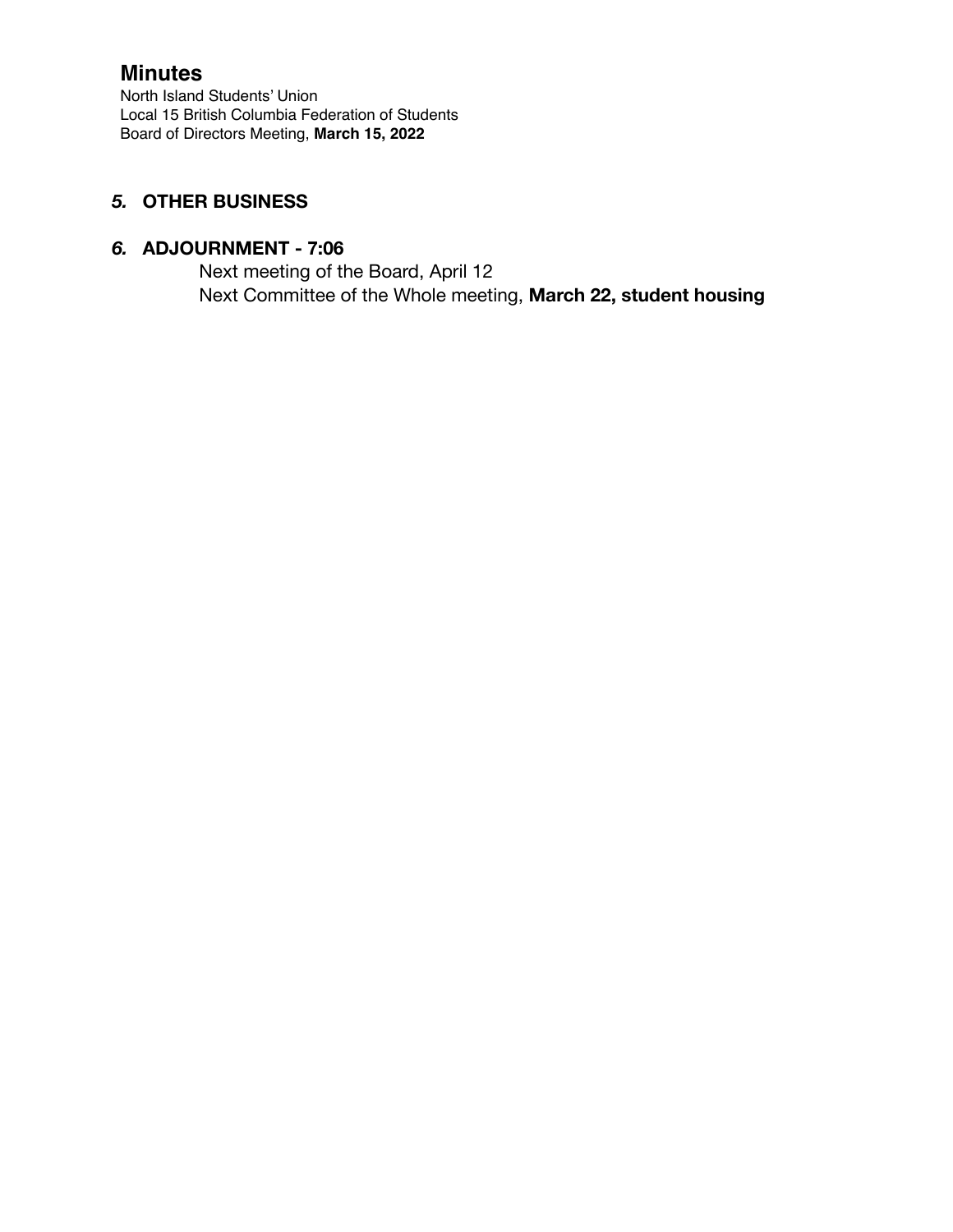## *5.* OTHER BUSINESS

## *6.* ADJOURNMENT - 7:06

Next meeting of the Board, April 12

Next Committee of the Whole meeting, **March 22, student housing**